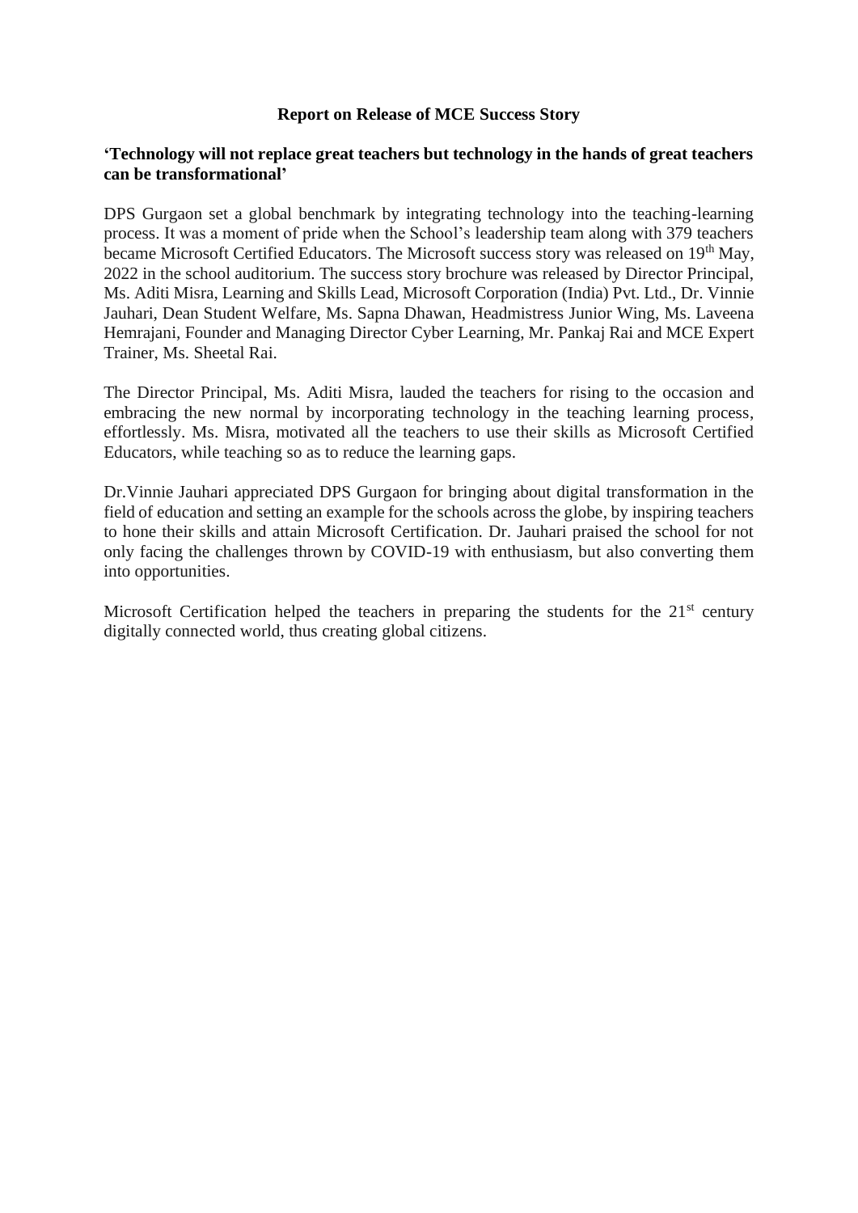# Report on Release of MCE Success Story

## 'Technology will not replace great teachers but technology in the hands of great teachers can be transformational'

DPS Gurgaon set a global benchmark by integrating technology into the teaching-learning process. It was a moment of pride when the School's leadership team along with 379 teachers became Microsoft Certified Educators. The Microsoft success story was released on 19th May, 2022 in the school auditorium. The success story brochure was released by Director Principal, Ms. Aditi Misra, Learning and Skills Lead, Microsoft Corporation (India) Pvt. Ltd., Dr. Vinnie Jauhari, Dean Student Welfare, Ms. Sapna Dhawan, Headmistress Junior Wing, Ms. Laveena Hemrajani, Founder and Managing Director Cyber Learning, Mr. Pankaj Rai and MCE Expert Trainer, Ms. Sheetal Rai.

The Director Principal, Ms. Aditi Misra, lauded the teachers for rising to the occasion and embracing the new normal by incorporating technology in the teaching learning process, effortlessly. Ms. Misra, motivated all the teachers to use their skills as Microsoft Certified Educators, while teaching so as to reduce the learning gaps.

Dr.Vinnie Jauhari appreciated DPS Gurgaon for bringing about digital transformation in the field of education and setting an example for the schools across the globe, by inspiring teachers to hone their skills and attain Microsoft Certification. Dr. Jauhari praised the school for not only facing the challenges thrown by COVID-19 with enthusiasm, but also converting them into opportunities.

Microsoft Certification helped the teachers in preparing the students for the 21st century digitally connected world, thus creating global citizens.